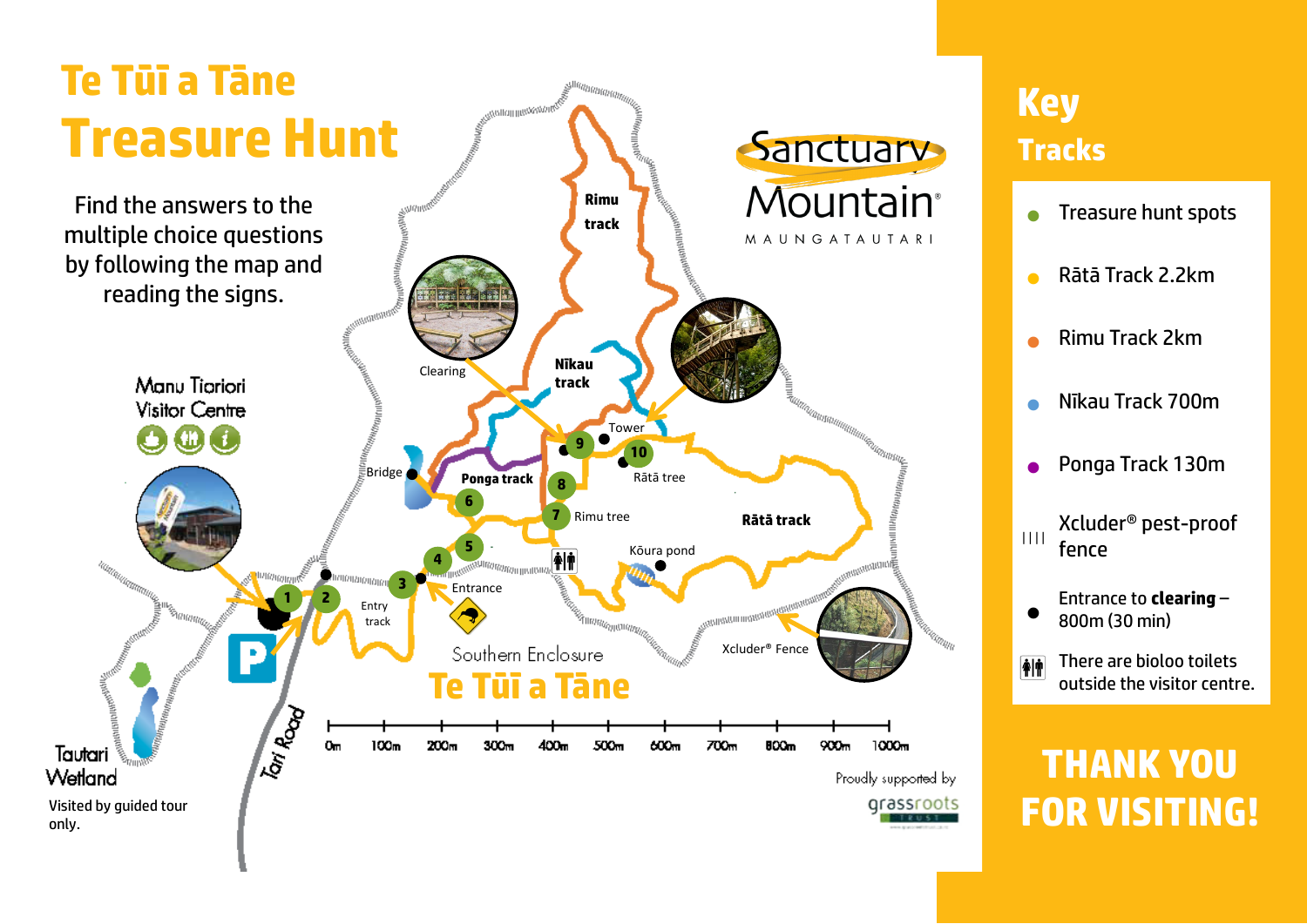# Te Tūī a Tāne
# Treasure Hunt

Find the answers to the multiple choice questions by following the map and reading the signs.

Manu Tioriori Visitor Centre

Tautari Wetland

Visited by guided tour only.

Tari Road

Entry track

Entrance

Bridge

Ponga track

Clearing

Nīkau track

Rimu track

Tower

Rātā tree

Rimu tree

Kōura pond

Rātā track

Xcluder® Fence

Southern Enclosure

**Te Tūī a Tāne**

0m 100m 200m 300m 400m 500m 600m 700m 800m 900m 1000m

Sanctuary Mountain® MAUNGATAUTARI

Proudly supported by grassroots TRUST

## Key

### Tracks

- Treasure hunt spots
- Rātā Track 2.2km
- Rimu Track 2km
- Nīkau Track 700m
- Ponga Track 130m
- Xcluder® pest-proof fence
- Entrance to **clearing** – 800m (30 min)
- There are bioloo toilets outside the visitor centre.

# THANK YOU FOR VISITING!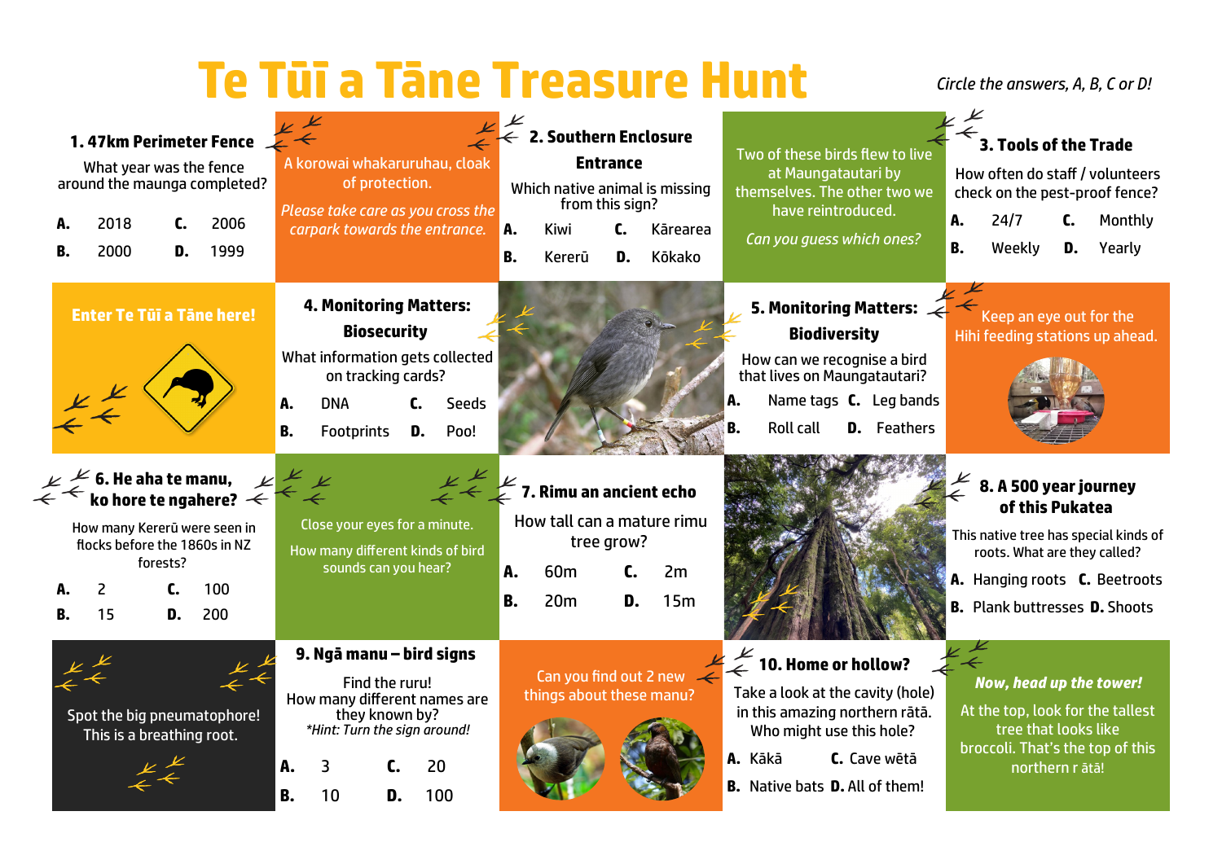# Te Tūī a Tāne Treasure Hunt

*Circle the answers, A, B, C or D!*

### 1. 47km Perimeter Fence

What year was the fence around the maunga completed?

- **A.** 2018
- **B.** 2000
- **C.** 2006
- **D.** 1999

A korowai whakaruruhau, cloak of protection.

*Please take care as you cross the carpark towards the entrance.*

### 2. Southern Enclosure Entrance

Which native animal is missing from this sign?

- **A.** Kiwi
- **B.** Kererū
- **C.** Kārearea
- **D.** Kōkako

Two of these birds flew to live at Maungatautari by themselves. The other two we have reintroduced.

*Can you guess which ones?*

### 3. Tools of the Trade

How often do staff / volunteers check on the pest-proof fence?

- **A.** 24/7
- **B.** Weekly
- **C.** Monthly
- **D.** Yearly

**Enter Te Tūī a Tāne here!**

### 4. Monitoring Matters: Biosecurity

What information gets collected on tracking cards?

- **A.** DNA
- **B.** Footprints
- **C.** Seeds
- **D.** Poo!

### 5. Monitoring Matters: Biodiversity

How can we recognise a bird that lives on Maungatautari?

- **A.** Name tags
- **B.** Roll call
- **C.** Leg bands
- **D.** Feathers

Keep an eye out for the Hihi feeding stations up ahead.

### 6. He aha te manu, ko hore te ngahere?

How many Kererū were seen in flocks before the 1860s in NZ forests?

- **A.** 2
- **B.** 15
- **C.** 100
- **D.** 200

Close your eyes for a minute.

How many different kinds of bird sounds can you hear?

### 7. Rimu an ancient echo

How tall can a mature rimu tree grow?

- **A.** 60m
- **B.** 20m
- **C.** 2m
- **D.** 15m

### 8. A 500 year journey of this Pukatea

This native tree has special kinds of roots. What are they called?

- **A.** Hanging roots
- **B.** Plank buttresses
- **C.** Beetroots
- **D.** Shoots

Spot the big pneumatophore! This is a breathing root.

### 9. Ngā manu – bird signs

Find the ruru!
How many different names are they known by?
*Hint: Turn the sign around!*

- **A.** 3
- **B.** 10
- **C.** 20
- **D.** 100

Can you find out 2 new things about these manu?

### 10. Home or hollow?

Take a look at the cavity (hole) in this amazing northern rātā. Who might use this hole?

- **A.** Kākā
- **B.** Native bats
- **C.** Cave wētā
- **D.** All of them!

***Now, head up the tower!***

At the top, look for the tallest tree that looks like broccoli. That's the top of this northern r ātā!